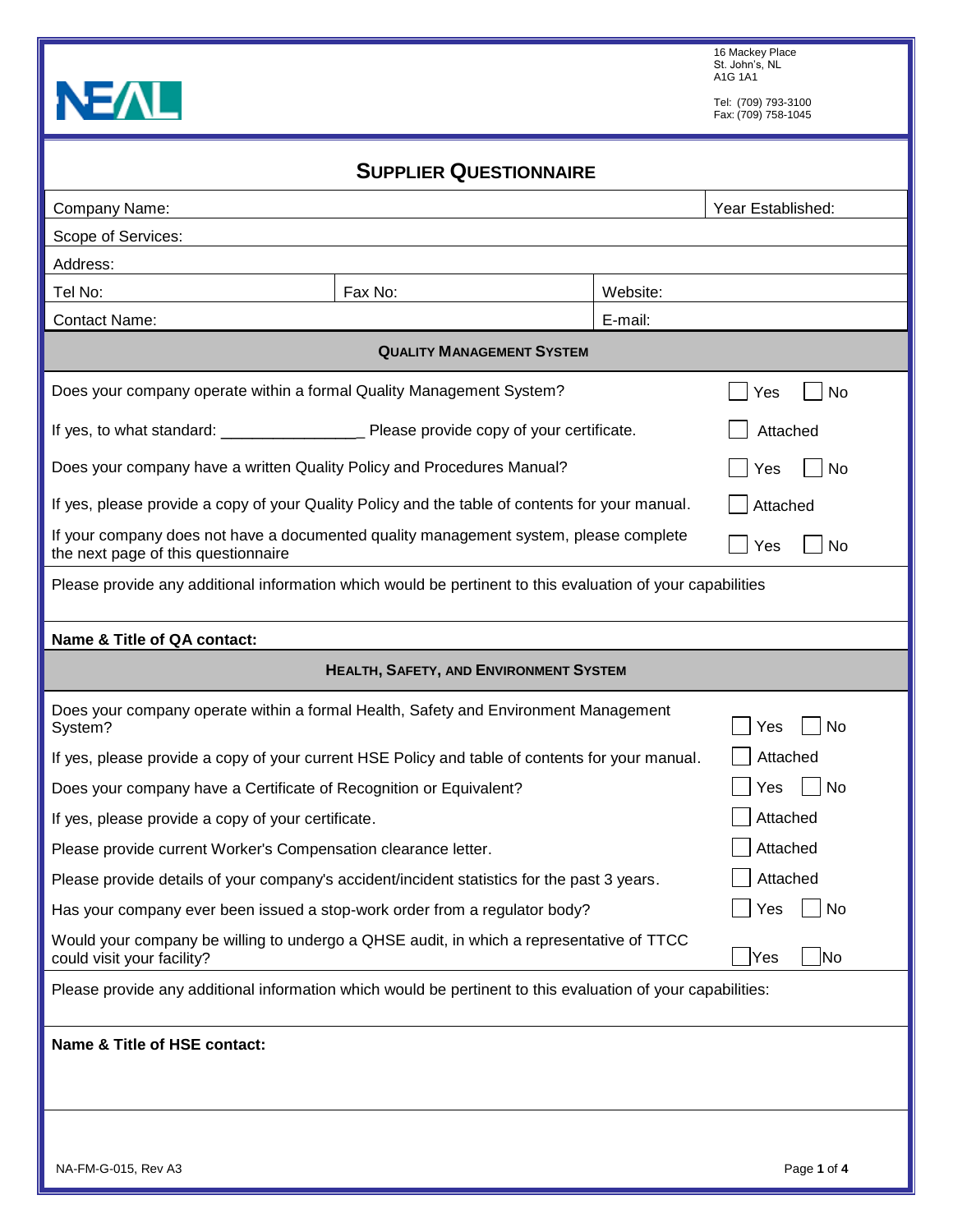NEAL

16 Mackey Place
St. John's, NL
A1G 1A1

Tel: (709) 793-3100
Fax: (709) 758-1045

# SUPPLIER QUESTIONNAIRE

| Company Name: | | Year Established: |
|---|---|---|
| Scope of Services: | | |
| Address: | | |
| Tel No: | Fax No: | Website: |
| Contact Name: | | E-mail: |

## QUALITY MANAGEMENT SYSTEM

| Question | Response |
|---|---|
| Does your company operate within a formal Quality Management System? | ☐ Yes ☐ No |
| If yes, to what standard: ________________ Please provide copy of your certificate. | ☐ Attached |
| Does your company have a written Quality Policy and Procedures Manual? | ☐ Yes ☐ No |
| If yes, please provide a copy of your Quality Policy and the table of contents for your manual. | ☐ Attached |
| If your company does not have a documented quality management system, please complete the next page of this questionnaire | ☐ Yes ☐ No |

Please provide any additional information which would be pertinent to this evaluation of your capabilities

**Name & Title of QA contact:**

## HEALTH, SAFETY, AND ENVIRONMENT SYSTEM

| Question | Response |
|---|---|
| Does your company operate within a formal Health, Safety and Environment Management System? | ☐ Yes ☐ No |
| If yes, please provide a copy of your current HSE Policy and table of contents for your manual. | ☐ Attached |
| Does your company have a Certificate of Recognition or Equivalent? | ☐ Yes ☐ No |
| If yes, please provide a copy of your certificate. | ☐ Attached |
| Please provide current Worker's Compensation clearance letter. | ☐ Attached |
| Please provide details of your company's accident/incident statistics for the past 3 years. | ☐ Attached |
| Has your company ever been issued a stop-work order from a regulator body? | ☐ Yes ☐ No |
| Would your company be willing to undergo a QHSE audit, in which a representative of TTCC could visit your facility? | ☐ Yes ☐ No |

Please provide any additional information which would be pertinent to this evaluation of your capabilities:

**Name & Title of HSE contact:**

NA-FM-G-015, Rev A3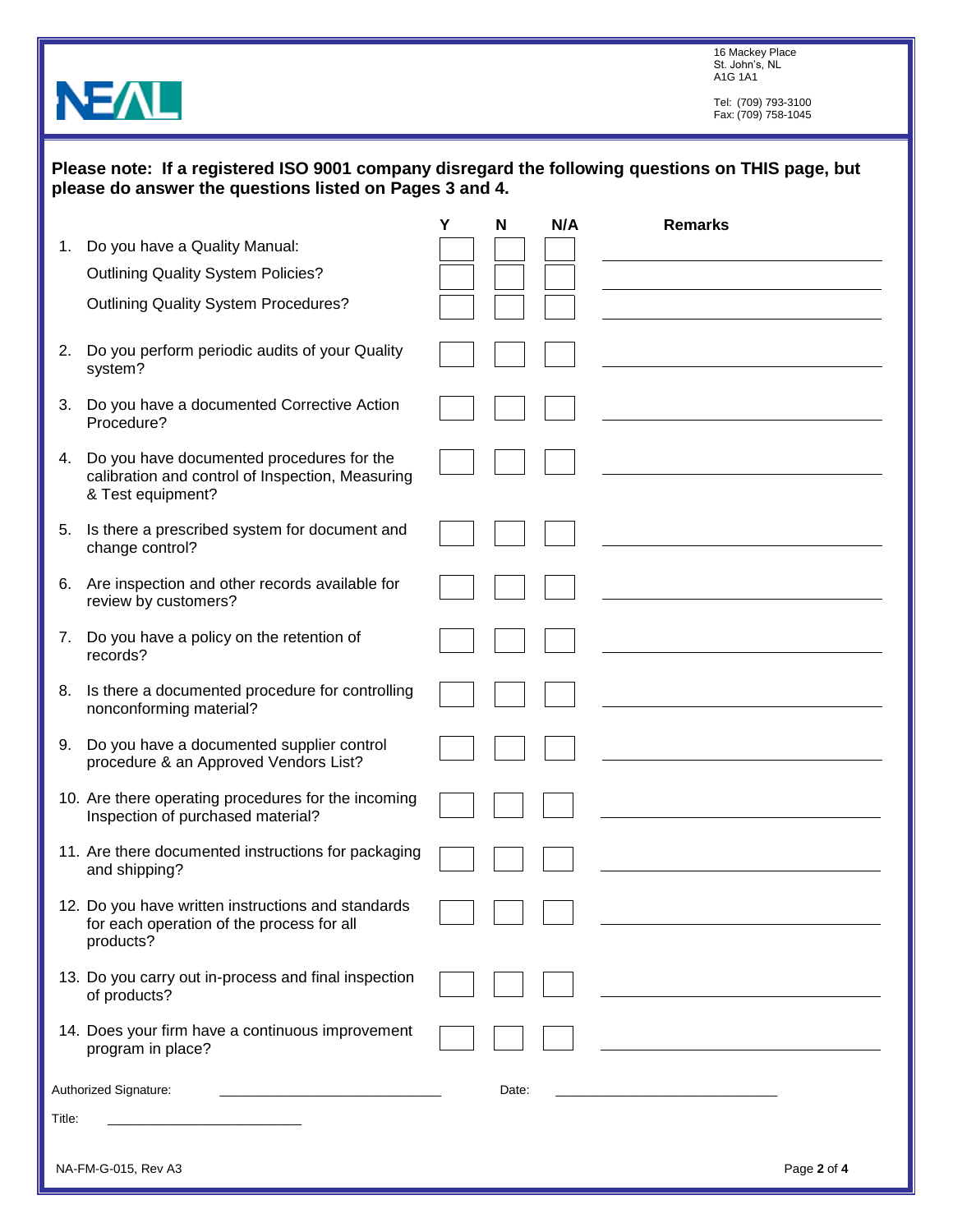NEAL

16 Mackey Place
St. John's, NL
A1G 1A1

Tel: (709) 793-3100
Fax: (709) 758-1045

**Please note: If a registered ISO 9001 company disregard the following questions on THIS page, but please do answer the questions listed on Pages 3 and 4.**

| | Question | Y | N | N/A | Remarks |
|---|---|---|---|---|---|
| 1. | Do you have a Quality Manual: | ☐ | ☐ | ☐ | |
| | Outlining Quality System Policies? | ☐ | ☐ | ☐ | |
| | Outlining Quality System Procedures? | ☐ | ☐ | ☐ | |
| 2. | Do you perform periodic audits of your Quality system? | ☐ | ☐ | ☐ | |
| 3. | Do you have a documented Corrective Action Procedure? | ☐ | ☐ | ☐ | |
| 4. | Do you have documented procedures for the calibration and control of Inspection, Measuring & Test equipment? | ☐ | ☐ | ☐ | |
| 5. | Is there a prescribed system for document and change control? | ☐ | ☐ | ☐ | |
| 6. | Are inspection and other records available for review by customers? | ☐ | ☐ | ☐ | |
| 7. | Do you have a policy on the retention of records? | ☐ | ☐ | ☐ | |
| 8. | Is there a documented procedure for controlling nonconforming material? | ☐ | ☐ | ☐ | |
| 9. | Do you have a documented supplier control procedure & an Approved Vendors List? | ☐ | ☐ | ☐ | |
| 10. | Are there operating procedures for the incoming Inspection of purchased material? | ☐ | ☐ | ☐ | |
| 11. | Are there documented instructions for packaging and shipping? | ☐ | ☐ | ☐ | |
| 12. | Do you have written instructions and standards for each operation of the process for all products? | ☐ | ☐ | ☐ | |
| 13. | Do you carry out in-process and final inspection of products? | ☐ | ☐ | ☐ | |
| 14. | Does your firm have a continuous improvement program in place? | ☐ | ☐ | ☐ | |

Authorized Signature: ______________________ Date: ______________________

Title: ______________________

NA-FM-G-015, Rev A3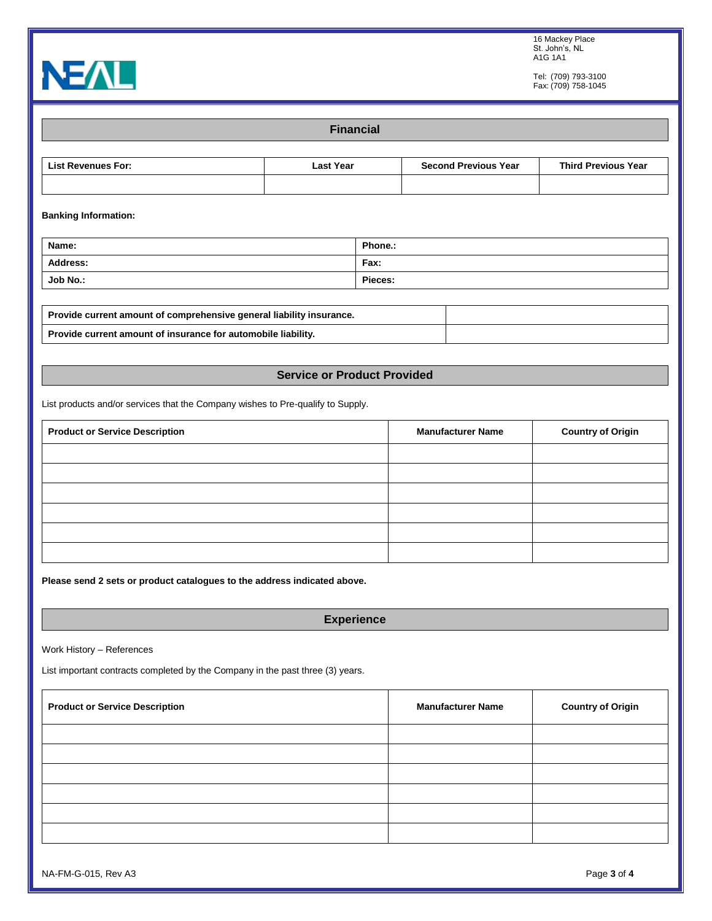16 Mackey Place
St. John's, NL
A1G 1A1

Tel: (709) 793-3100
Fax: (709) 758-1045

## Financial

| List Revenues For: | Last Year | Second Previous Year | Third Previous Year |
|---|---|---|---|
| | | | |

**Banking Information:**

| Name: | Phone.: |
|---|---|
| **Address:** | **Fax:** |
| **Job No.:** | **Pieces:** |

| Provide current amount of comprehensive general liability insurance. | |
|---|---|
| **Provide current amount of insurance for automobile liability.** | |

## Service or Product Provided

List products and/or services that the Company wishes to Pre-qualify to Supply.

| Product or Service Description | Manufacturer Name | Country of Origin |
|---|---|---|
| | | |
| | | |
| | | |
| | | |
| | | |
| | | |

**Please send 2 sets or product catalogues to the address indicated above.**

## Experience

Work History – References

List important contracts completed by the Company in the past three (3) years.

| Product or Service Description | Manufacturer Name | Country of Origin |
|---|---|---|
| | | |
| | | |
| | | |
| | | |
| | | |
| | | |

NA-FM-G-015, Rev A3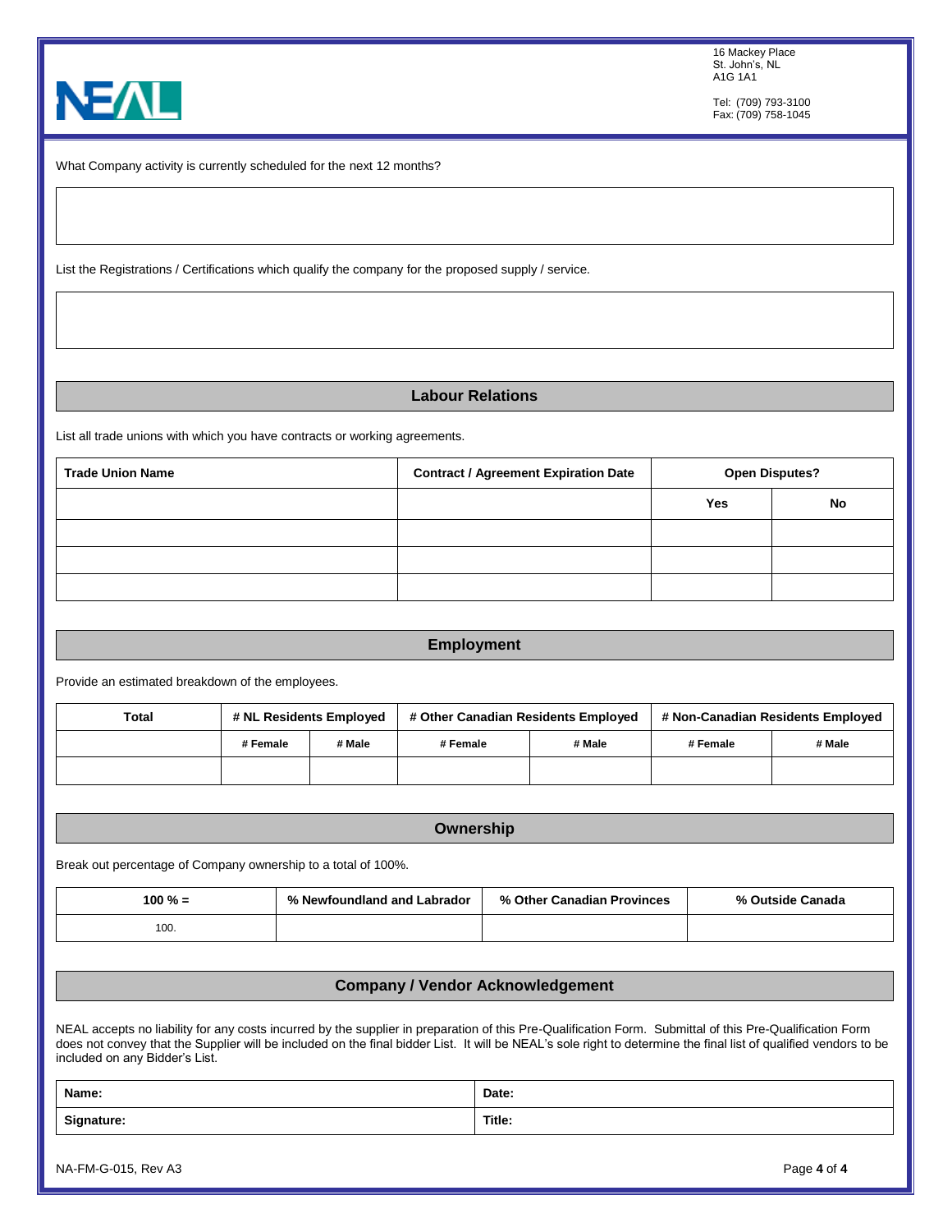16 Mackey Place
St. John's, NL
A1G 1A1

Tel: (709) 793-3100
Fax: (709) 758-1045

What Company activity is currently scheduled for the next 12 months?

List the Registrations / Certifications which qualify the company for the proposed supply / service.

## Labour Relations

List all trade unions with which you have contracts or working agreements.

| Trade Union Name | Contract / Agreement Expiration Date | Open Disputes? | |
|---|---|---|---|
| | | Yes | No |
| | | | |
| | | | |
| | | | |

## Employment

Provide an estimated breakdown of the employees.

| Total | # NL Residents Employed | | # Other Canadian Residents Employed | | # Non-Canadian Residents Employed | |
|---|---|---|---|---|---|---|
| | # Female | # Male | # Female | # Male | # Female | # Male |
| | | | | | | |

## Ownership

Break out percentage of Company ownership to a total of 100%.

| 100 % = | % Newfoundland and Labrador | % Other Canadian Provinces | % Outside Canada |
|---|---|---|---|
| 100. | | | |

## Company / Vendor Acknowledgement

NEAL accepts no liability for any costs incurred by the supplier in preparation of this Pre-Qualification Form. Submittal of this Pre-Qualification Form does not convey that the Supplier will be included on the final bidder List. It will be NEAL's sole right to determine the final list of qualified vendors to be included on any Bidder's List.

| | |
|---|---|
| **Name:** | **Date:** |
| **Signature:** | **Title:** |

NA-FM-G-015, Rev A3